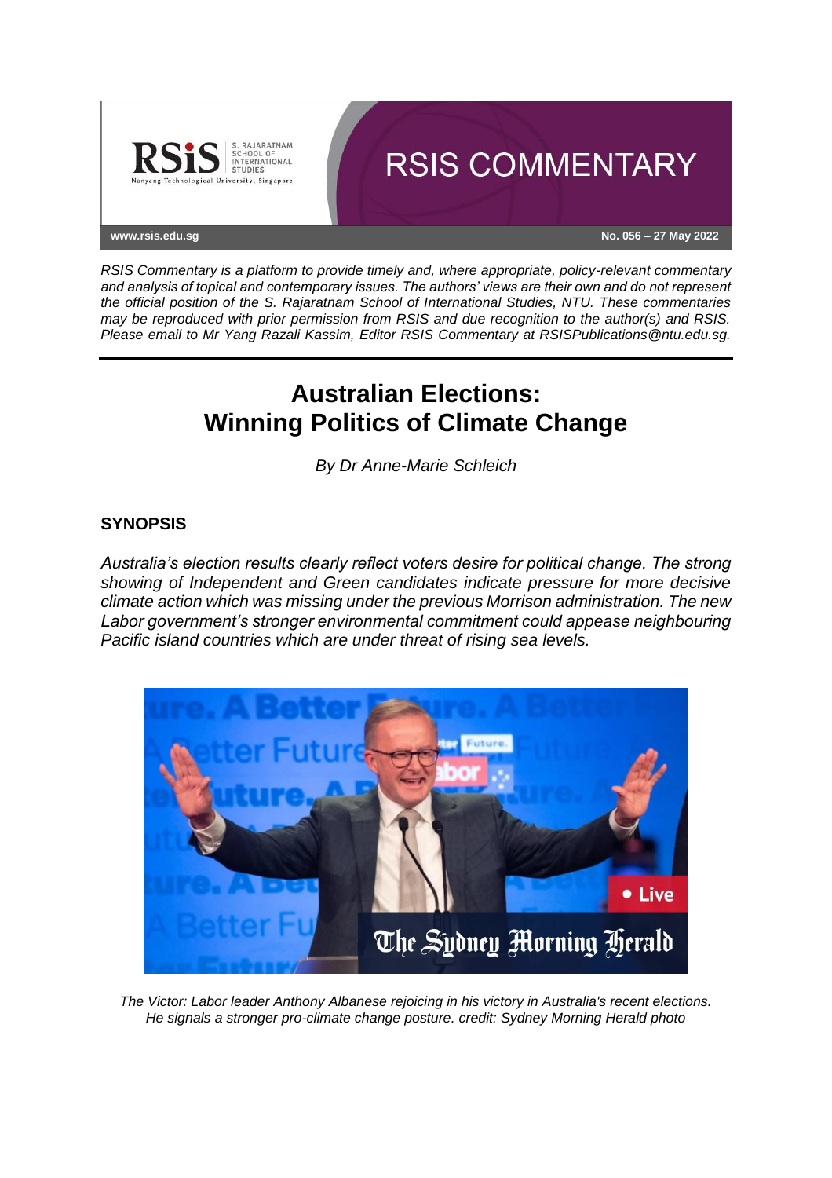RSIS COMMENTARY

www.rsis.edu.sg

No. 056 – 27 May 2022

*RSIS Commentary is a platform to provide timely and, where appropriate, policy-relevant commentary and analysis of topical and contemporary issues. The authors' views are their own and do not represent the official position of the S. Rajaratnam School of International Studies, NTU. These commentaries may be reproduced with prior permission from RSIS and due recognition to the author(s) and RSIS. Please email to Mr Yang Razali Kassim, Editor RSIS Commentary at RSISPublications@ntu.edu.sg.*

# Australian Elections: Winning Politics of Climate Change

*By Dr Anne-Marie Schleich*

## SYNOPSIS

*Australia's election results clearly reflect voters desire for political change. The strong showing of Independent and Green candidates indicate pressure for more decisive climate action which was missing under the previous Morrison administration. The new Labor government's stronger environmental commitment could appease neighbouring Pacific island countries which are under threat of rising sea levels.*

*The Victor: Labor leader Anthony Albanese rejoicing in his victory in Australia's recent elections. He signals a stronger pro-climate change posture. credit: Sydney Morning Herald photo*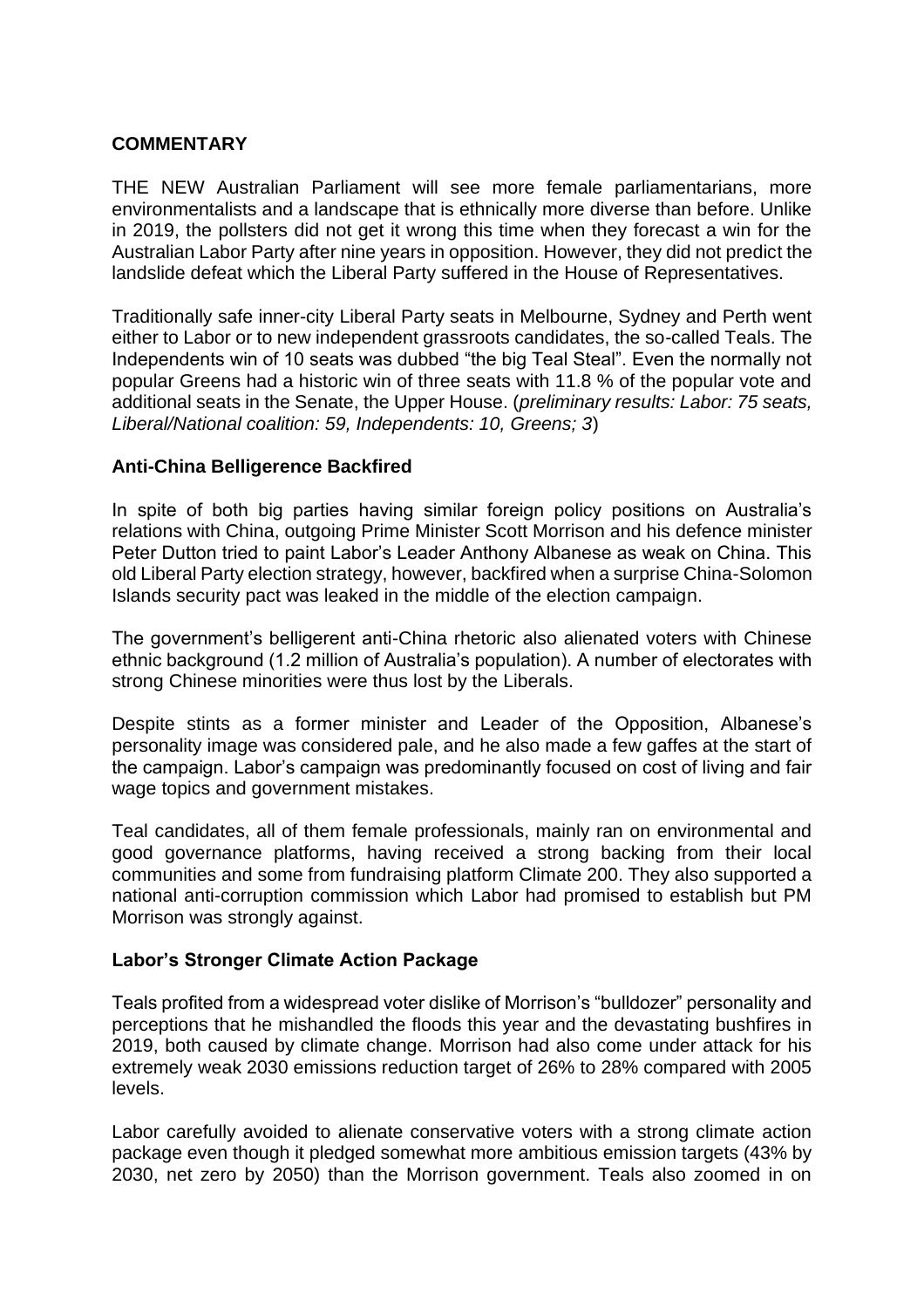**COMMENTARY**

THE NEW Australian Parliament will see more female parliamentarians, more environmentalists and a landscape that is ethnically more diverse than before. Unlike in 2019, the pollsters did not get it wrong this time when they forecast a win for the Australian Labor Party after nine years in opposition. However, they did not predict the landslide defeat which the Liberal Party suffered in the House of Representatives.

Traditionally safe inner-city Liberal Party seats in Melbourne, Sydney and Perth went either to Labor or to new independent grassroots candidates, the so-called Teals. The Independents win of 10 seats was dubbed "the big Teal Steal". Even the normally not popular Greens had a historic win of three seats with 11.8 % of the popular vote and additional seats in the Senate, the Upper House. (*preliminary results: Labor: 75 seats, Liberal/National coalition: 59, Independents: 10, Greens; 3*)

**Anti-China Belligerence Backfired**

In spite of both big parties having similar foreign policy positions on Australia's relations with China, outgoing Prime Minister Scott Morrison and his defence minister Peter Dutton tried to paint Labor's Leader Anthony Albanese as weak on China. This old Liberal Party election strategy, however, backfired when a surprise China-Solomon Islands security pact was leaked in the middle of the election campaign.

The government's belligerent anti-China rhetoric also alienated voters with Chinese ethnic background (1.2 million of Australia's population). A number of electorates with strong Chinese minorities were thus lost by the Liberals.

Despite stints as a former minister and Leader of the Opposition, Albanese's personality image was considered pale, and he also made a few gaffes at the start of the campaign. Labor's campaign was predominantly focused on cost of living and fair wage topics and government mistakes.

Teal candidates, all of them female professionals, mainly ran on environmental and good governance platforms, having received a strong backing from their local communities and some from fundraising platform Climate 200. They also supported a national anti-corruption commission which Labor had promised to establish but PM Morrison was strongly against.

**Labor's Stronger Climate Action Package**

Teals profited from a widespread voter dislike of Morrison's "bulldozer" personality and perceptions that he mishandled the floods this year and the devastating bushfires in 2019, both caused by climate change. Morrison had also come under attack for his extremely weak 2030 emissions reduction target of 26% to 28% compared with 2005 levels.

Labor carefully avoided to alienate conservative voters with a strong climate action package even though it pledged somewhat more ambitious emission targets (43% by 2030, net zero by 2050) than the Morrison government. Teals also zoomed in on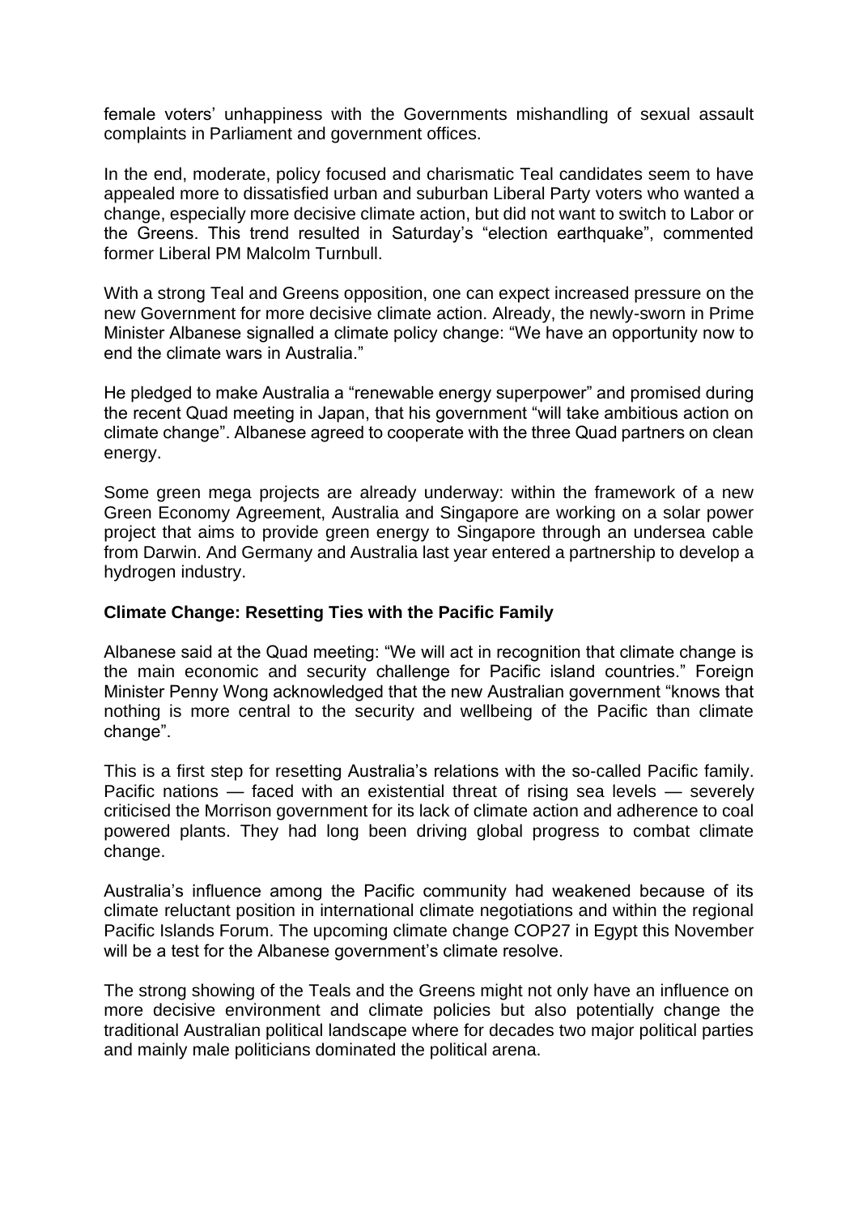female voters' unhappiness with the Governments mishandling of sexual assault complaints in Parliament and government offices.

In the end, moderate, policy focused and charismatic Teal candidates seem to have appealed more to dissatisfied urban and suburban Liberal Party voters who wanted a change, especially more decisive climate action, but did not want to switch to Labor or the Greens. This trend resulted in Saturday's "election earthquake", commented former Liberal PM Malcolm Turnbull.

With a strong Teal and Greens opposition, one can expect increased pressure on the new Government for more decisive climate action. Already, the newly-sworn in Prime Minister Albanese signalled a climate policy change: "We have an opportunity now to end the climate wars in Australia."

He pledged to make Australia a "renewable energy superpower" and promised during the recent Quad meeting in Japan, that his government "will take ambitious action on climate change". Albanese agreed to cooperate with the three Quad partners on clean energy.

Some green mega projects are already underway: within the framework of a new Green Economy Agreement, Australia and Singapore are working on a solar power project that aims to provide green energy to Singapore through an undersea cable from Darwin. And Germany and Australia last year entered a partnership to develop a hydrogen industry.

**Climate Change: Resetting Ties with the Pacific Family**

Albanese said at the Quad meeting: "We will act in recognition that climate change is the main economic and security challenge for Pacific island countries." Foreign Minister Penny Wong acknowledged that the new Australian government "knows that nothing is more central to the security and wellbeing of the Pacific than climate change".

This is a first step for resetting Australia's relations with the so-called Pacific family. Pacific nations — faced with an existential threat of rising sea levels — severely criticised the Morrison government for its lack of climate action and adherence to coal powered plants. They had long been driving global progress to combat climate change.

Australia's influence among the Pacific community had weakened because of its climate reluctant position in international climate negotiations and within the regional Pacific Islands Forum. The upcoming climate change COP27 in Egypt this November will be a test for the Albanese government's climate resolve.

The strong showing of the Teals and the Greens might not only have an influence on more decisive environment and climate policies but also potentially change the traditional Australian political landscape where for decades two major political parties and mainly male politicians dominated the political arena.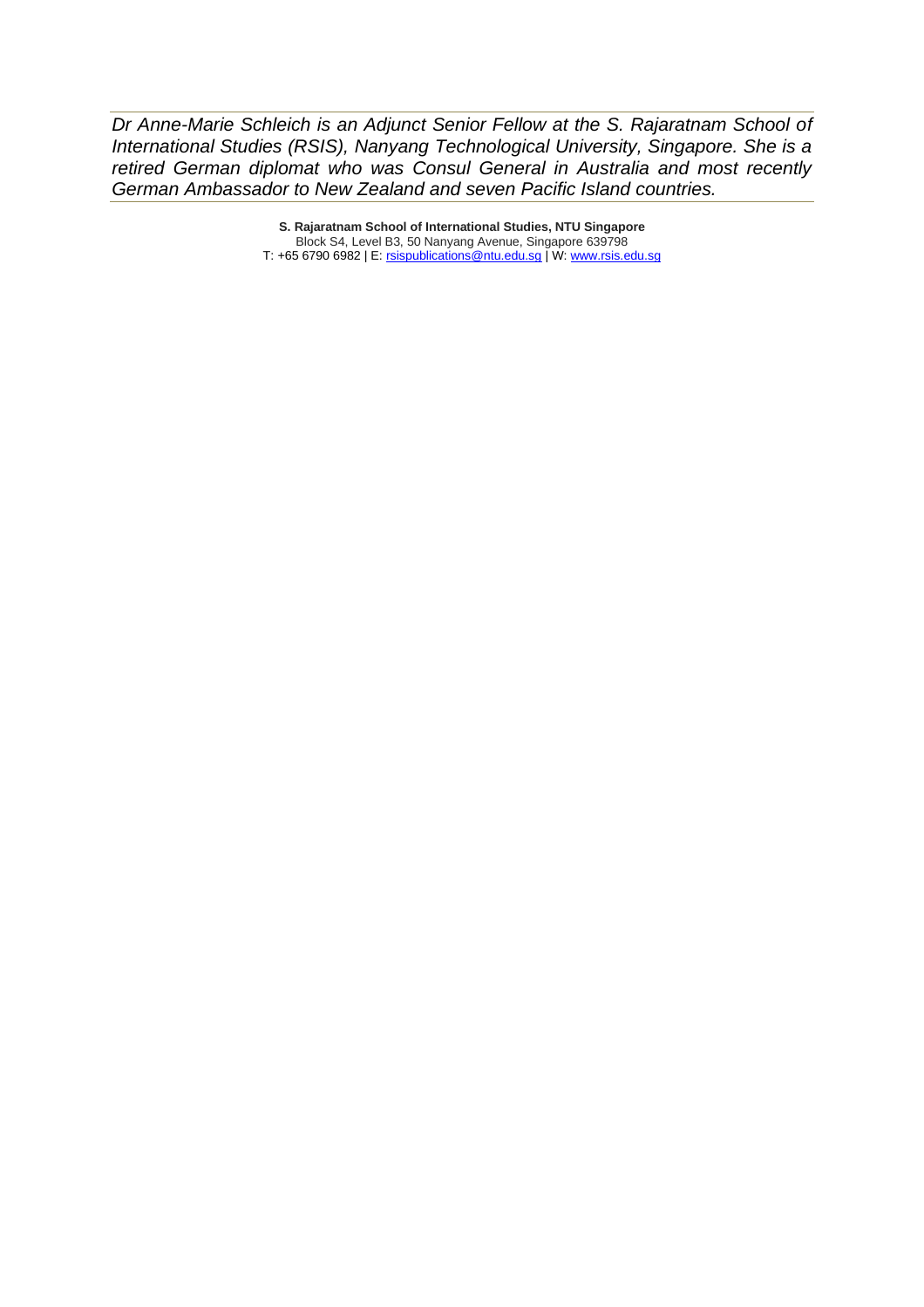*Dr Anne-Marie Schleich is an Adjunct Senior Fellow at the S. Rajaratnam School of International Studies (RSIS), Nanyang Technological University, Singapore. She is a retired German diplomat who was Consul General in Australia and most recently German Ambassador to New Zealand and seven Pacific Island countries.*

---

**S. Rajaratnam School of International Studies, NTU Singapore**
Block S4, Level B3, 50 Nanyang Avenue, Singapore 639798
T: +65 6790 6982 | E: rsispublications@ntu.edu.sg | W: www.rsis.edu.sg